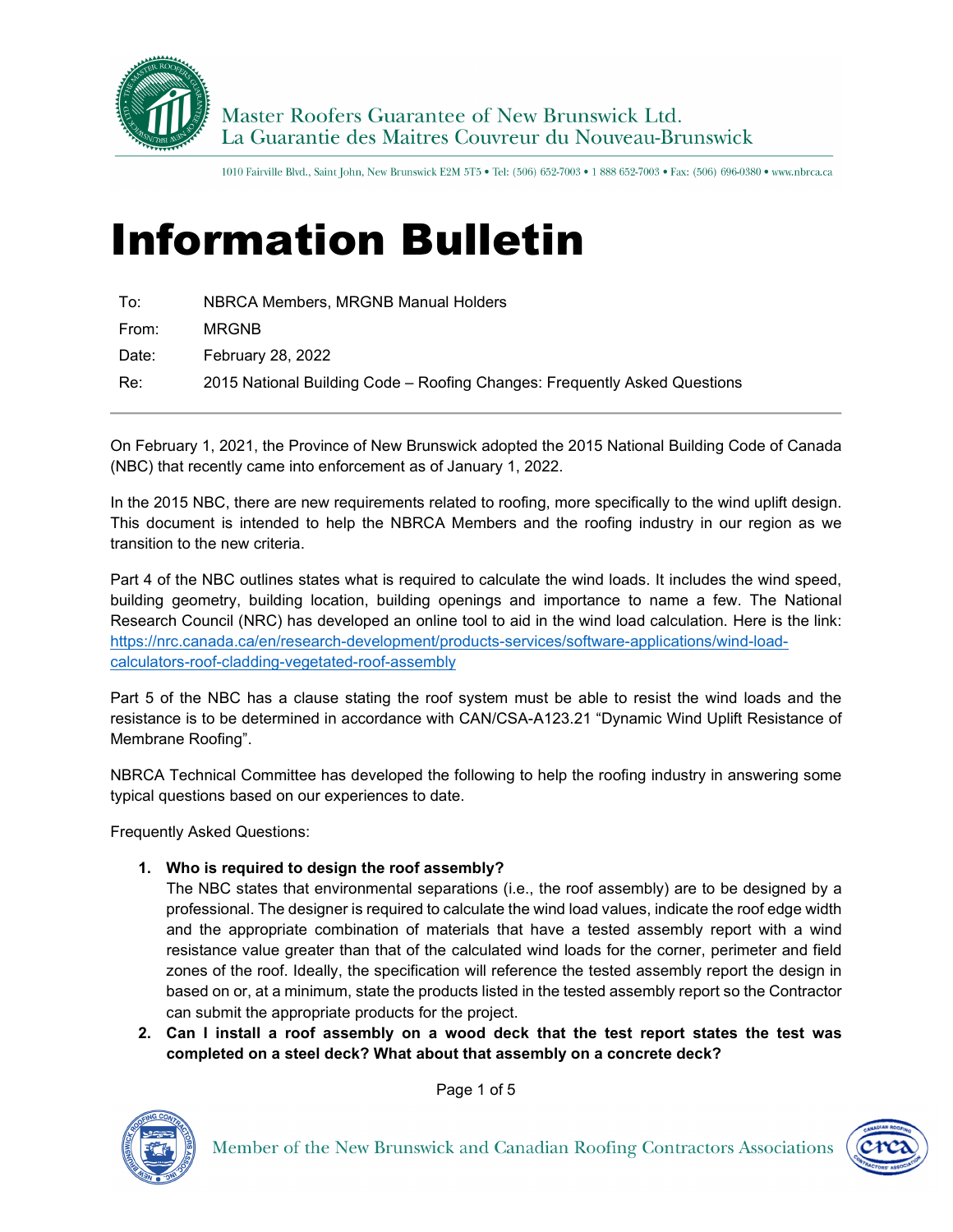Master Roofers Guarantee of New Brunswick Ltd.
La Guarantie des Maitres Couvreur du Nouveau-Brunswick

1010 Fairville Blvd., Saint John, New Brunswick E2M 5T5 • Tel: (506) 652-7003 • 1 888 652-7003 • Fax: (506) 696-0380 • www.nbrca.ca

# Information Bulletin

| | |
|---|---|
| To: | NBRCA Members, MRGNB Manual Holders |
| From: | MRGNB |
| Date: | February 28, 2022 |
| Re: | 2015 National Building Code – Roofing Changes: Frequently Asked Questions |

On February 1, 2021, the Province of New Brunswick adopted the 2015 National Building Code of Canada (NBC) that recently came into enforcement as of January 1, 2022.

In the 2015 NBC, there are new requirements related to roofing, more specifically to the wind uplift design. This document is intended to help the NBRCA Members and the roofing industry in our region as we transition to the new criteria.

Part 4 of the NBC outlines states what is required to calculate the wind loads. It includes the wind speed, building geometry, building location, building openings and importance to name a few. The National Research Council (NRC) has developed an online tool to aid in the wind load calculation. Here is the link: https://nrc.canada.ca/en/research-development/products-services/software-applications/wind-load-calculators-roof-cladding-vegetated-roof-assembly

Part 5 of the NBC has a clause stating the roof system must be able to resist the wind loads and the resistance is to be determined in accordance with CAN/CSA-A123.21 "Dynamic Wind Uplift Resistance of Membrane Roofing".

NBRCA Technical Committee has developed the following to help the roofing industry in answering some typical questions based on our experiences to date.

Frequently Asked Questions:

1. **Who is required to design the roof assembly?**
   The NBC states that environmental separations (i.e., the roof assembly) are to be designed by a professional. The designer is required to calculate the wind load values, indicate the roof edge width and the appropriate combination of materials that have a tested assembly report with a wind resistance value greater than that of the calculated wind loads for the corner, perimeter and field zones of the roof. Ideally, the specification will reference the tested assembly report the design in based on or, at a minimum, state the products listed in the tested assembly report so the Contractor can submit the appropriate products for the project.
2. **Can I install a roof assembly on a wood deck that the test report states the test was completed on a steel deck? What about that assembly on a concrete deck?**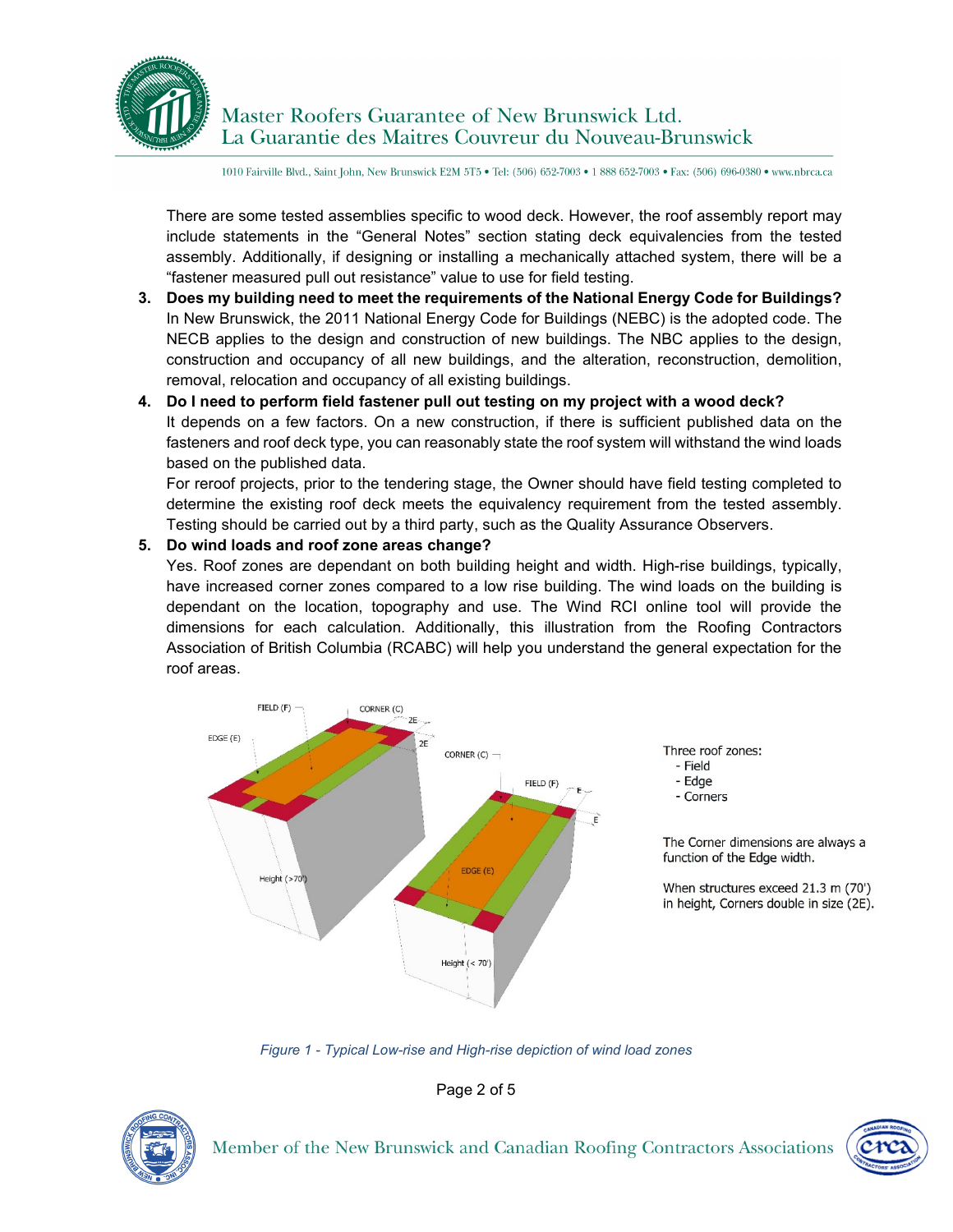There are some tested assemblies specific to wood deck. However, the roof assembly report may include statements in the "General Notes" section stating deck equivalencies from the tested assembly. Additionally, if designing or installing a mechanically attached system, there will be a "fastener measured pull out resistance" value to use for field testing.

3. **Does my building need to meet the requirements of the National Energy Code for Buildings?**
   In New Brunswick, the 2011 National Energy Code for Buildings (NEBC) is the adopted code. The NECB applies to the design and construction of new buildings. The NBC applies to the design, construction and occupancy of all new buildings, and the alteration, reconstruction, demolition, removal, relocation and occupancy of all existing buildings.

4. **Do I need to perform field fastener pull out testing on my project with a wood deck?**
   It depends on a few factors. On a new construction, if there is sufficient published data on the fasteners and roof deck type, you can reasonably state the roof system will withstand the wind loads based on the published data.
   For reroof projects, prior to the tendering stage, the Owner should have field testing completed to determine the existing roof deck meets the equivalency requirement from the tested assembly. Testing should be carried out by a third party, such as the Quality Assurance Observers.

5. **Do wind loads and roof zone areas change?**
   Yes. Roof zones are dependant on both building height and width. High-rise buildings, typically, have increased corner zones compared to a low rise building. The wind loads on the building is dependant on the location, topography and use. The Wind RCI online tool will provide the dimensions for each calculation. Additionally, this illustration from the Roofing Contractors Association of British Columbia (RCABC) will help you understand the general expectation for the roof areas.

Three roof zones:
- Field
- Edge
- Corners

The Corner dimensions are always a function of the Edge width.

When structures exceed 21.3 m (70') in height, Corners double in size (2E).

*Figure 1 - Typical Low-rise and High-rise depiction of wind load zones*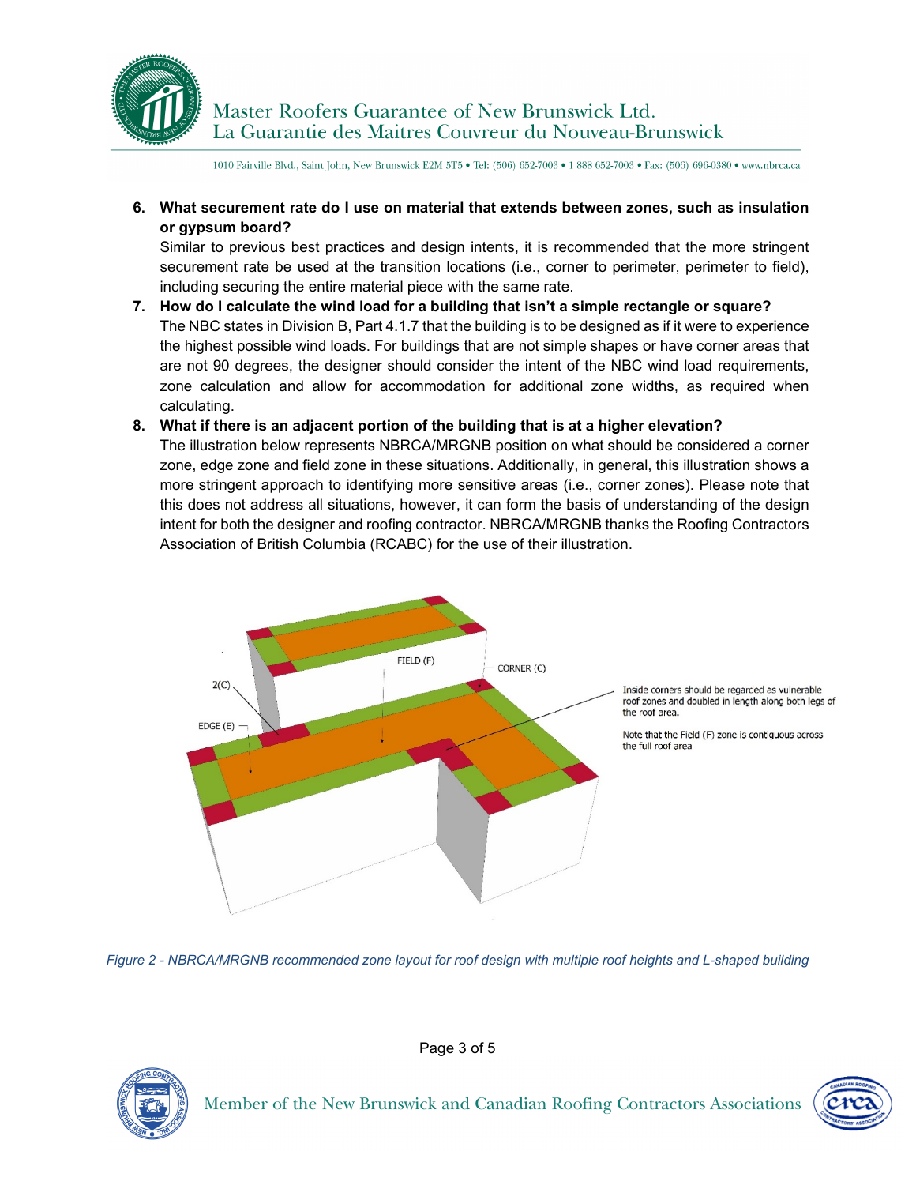6. **What securement rate do I use on material that extends between zones, such as insulation or gypsum board?**
   Similar to previous best practices and design intents, it is recommended that the more stringent securement rate be used at the transition locations (i.e., corner to perimeter, perimeter to field), including securing the entire material piece with the same rate.

7. **How do I calculate the wind load for a building that isn't a simple rectangle or square?**
   The NBC states in Division B, Part 4.1.7 that the building is to be designed as if it were to experience the highest possible wind loads. For buildings that are not simple shapes or have corner areas that are not 90 degrees, the designer should consider the intent of the NBC wind load requirements, zone calculation and allow for accommodation for additional zone widths, as required when calculating.

8. **What if there is an adjacent portion of the building that is at a higher elevation?**
   The illustration below represents NBRCA/MRGNB position on what should be considered a corner zone, edge zone and field zone in these situations. Additionally, in general, this illustration shows a more stringent approach to identifying more sensitive areas (i.e., corner zones). Please note that this does not address all situations, however, it can form the basis of understanding of the design intent for both the designer and roofing contractor. NBRCA/MRGNB thanks the Roofing Contractors Association of British Columbia (RCABC) for the use of their illustration.

FIELD (F)

CORNER (C)

2(C)

EDGE (E)

Inside corners should be regarded as vulnerable roof zones and doubled in length along both legs of the roof area.

Note that the Field (F) zone is contiguous across the full roof area

*Figure 2 - NBRCA/MRGNB recommended zone layout for roof design with multiple roof heights and L-shaped building*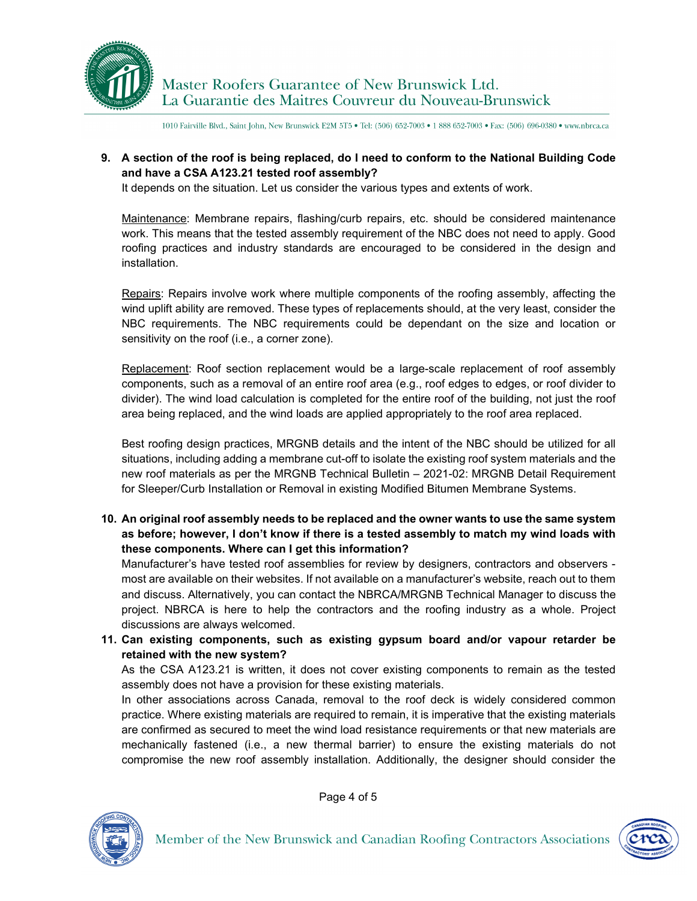**9. A section of the roof is being replaced, do I need to conform to the National Building Code and have a CSA A123.21 tested roof assembly?**

It depends on the situation. Let us consider the various types and extents of work.

Maintenance: Membrane repairs, flashing/curb repairs, etc. should be considered maintenance work. This means that the tested assembly requirement of the NBC does not need to apply. Good roofing practices and industry standards are encouraged to be considered in the design and installation.

Repairs: Repairs involve work where multiple components of the roofing assembly, affecting the wind uplift ability are removed. These types of replacements should, at the very least, consider the NBC requirements. The NBC requirements could be dependant on the size and location or sensitivity on the roof (i.e., a corner zone).

Replacement: Roof section replacement would be a large-scale replacement of roof assembly components, such as a removal of an entire roof area (e.g., roof edges to edges, or roof divider to divider). The wind load calculation is completed for the entire roof of the building, not just the roof area being replaced, and the wind loads are applied appropriately to the roof area replaced.

Best roofing design practices, MRGNB details and the intent of the NBC should be utilized for all situations, including adding a membrane cut-off to isolate the existing roof system materials and the new roof materials as per the MRGNB Technical Bulletin – 2021-02: MRGNB Detail Requirement for Sleeper/Curb Installation or Removal in existing Modified Bitumen Membrane Systems.

**10. An original roof assembly needs to be replaced and the owner wants to use the same system as before; however, I don't know if there is a tested assembly to match my wind loads with these components. Where can I get this information?**

Manufacturer's have tested roof assemblies for review by designers, contractors and observers - most are available on their websites. If not available on a manufacturer's website, reach out to them and discuss. Alternatively, you can contact the NBRCA/MRGNB Technical Manager to discuss the project. NBRCA is here to help the contractors and the roofing industry as a whole. Project discussions are always welcomed.

**11. Can existing components, such as existing gypsum board and/or vapour retarder be retained with the new system?**

As the CSA A123.21 is written, it does not cover existing components to remain as the tested assembly does not have a provision for these existing materials.

In other associations across Canada, removal to the roof deck is widely considered common practice. Where existing materials are required to remain, it is imperative that the existing materials are confirmed as secured to meet the wind load resistance requirements or that new materials are mechanically fastened (i.e., a new thermal barrier) to ensure the existing materials do not compromise the new roof assembly installation. Additionally, the designer should consider the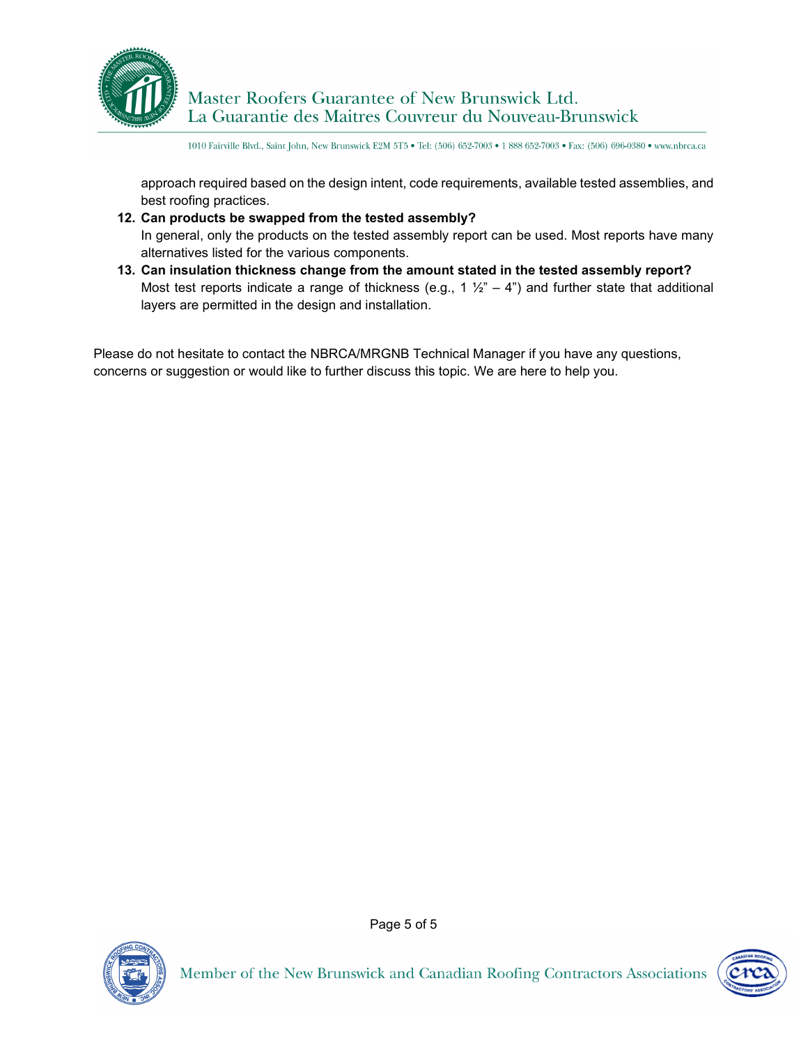approach required based on the design intent, code requirements, available tested assemblies, and best roofing practices.

12. **Can products be swapped from the tested assembly?**
    In general, only the products on the tested assembly report can be used. Most reports have many alternatives listed for the various components.
13. **Can insulation thickness change from the amount stated in the tested assembly report?**
    Most test reports indicate a range of thickness (e.g., 1 ½" – 4") and further state that additional layers are permitted in the design and installation.

Please do not hesitate to contact the NBRCA/MRGNB Technical Manager if you have any questions, concerns or suggestion or would like to further discuss this topic. We are here to help you.